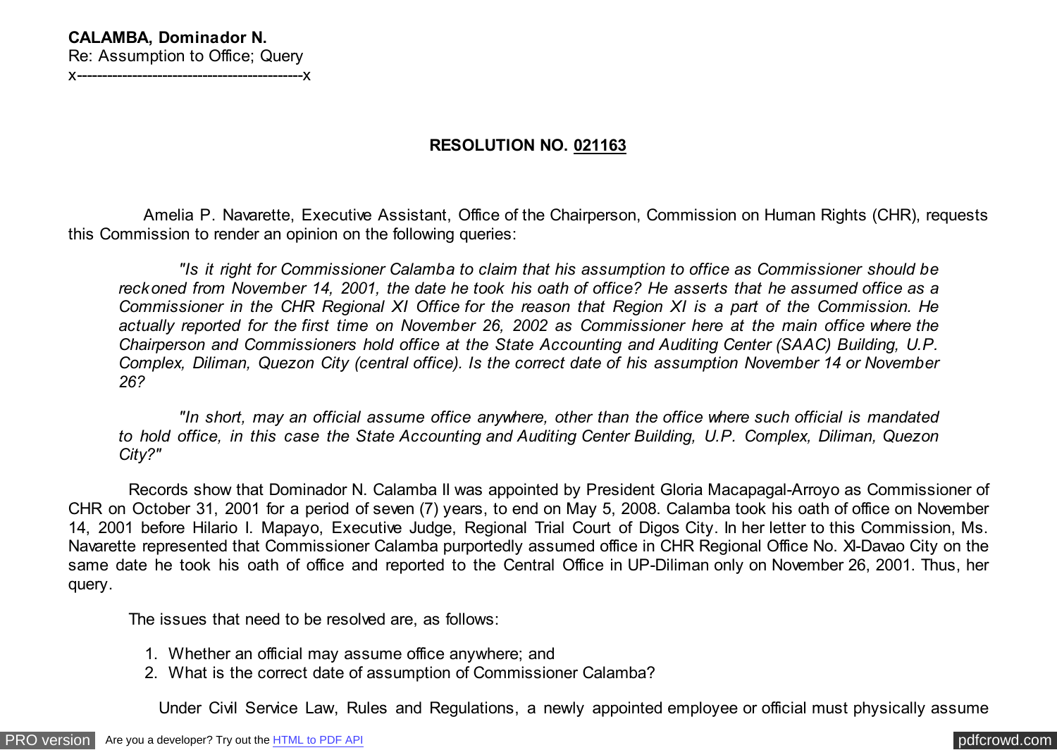**CALAMBA, Dominador N.**
Re: Assumption to Office; Query
x--------------------------------------------x

**RESOLUTION NO. <u>021163</u>**

Amelia P. Navarette, Executive Assistant, Office of the Chairperson, Commission on Human Rights (CHR), requests this Commission to render an opinion on the following queries:

> *"Is it right for Commissioner Calamba to claim that his assumption to office as Commissioner should be reckoned from November 14, 2001, the date he took his oath of office? He asserts that he assumed office as a Commissioner in the CHR Regional XI Office for the reason that Region XI is a part of the Commission. He actually reported for the first time on November 26, 2002 as Commissioner here at the main office where the Chairperson and Commissioners hold office at the State Accounting and Auditing Center (SAAC) Building, U.P. Complex, Diliman, Quezon City (central office). Is the correct date of his assumption November 14 or November 26?*
>
> *"In short, may an official assume office anywhere, other than the office where such official is mandated to hold office, in this case the State Accounting and Auditing Center Building, U.P. Complex, Diliman, Quezon City?"*

Records show that Dominador N. Calamba II was appointed by President Gloria Macapagal-Arroyo as Commissioner of CHR on October 31, 2001 for a period of seven (7) years, to end on May 5, 2008. Calamba took his oath of office on November 14, 2001 before Hilario I. Mapayo, Executive Judge, Regional Trial Court of Digos City. In her letter to this Commission, Ms. Navarette represented that Commissioner Calamba purportedly assumed office in CHR Regional Office No. XI-Davao City on the same date he took his oath of office and reported to the Central Office in UP-Diliman only on November 26, 2001. Thus, her query.

The issues that need to be resolved are, as follows:

1. Whether an official may assume office anywhere; and
2. What is the correct date of assumption of Commissioner Calamba?

Under Civil Service Law, Rules and Regulations, a newly appointed employee or official must physically assume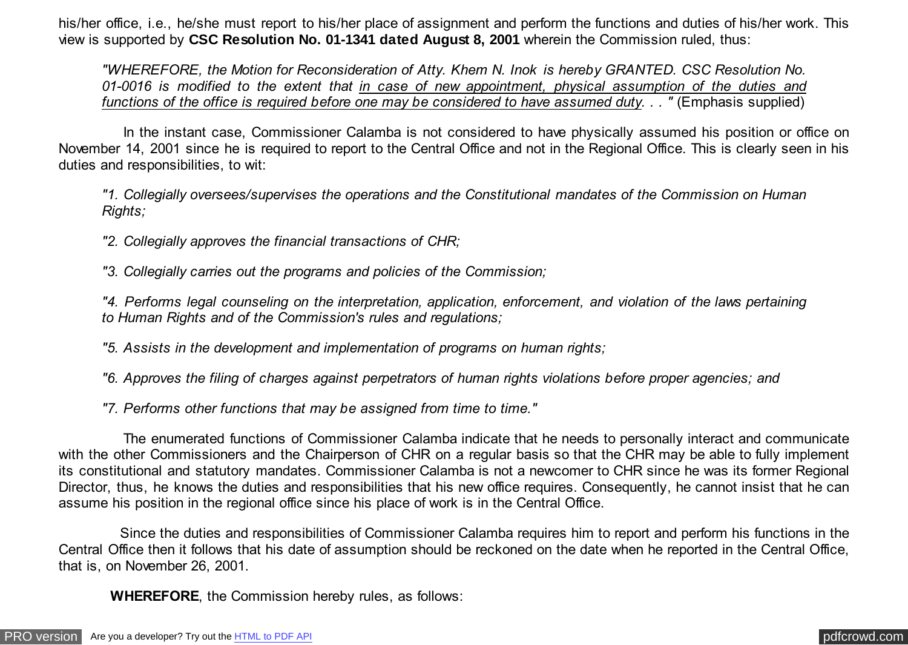his/her office, i.e., he/she must report to his/her place of assignment and perform the functions and duties of his/her work. This view is supported by **CSC Resolution No. 01-1341 dated August 8, 2001** wherein the Commission ruled, thus:

> *"WHEREFORE, the Motion for Reconsideration of Atty. Khem N. Inok is hereby GRANTED. CSC Resolution No. 01-0016 is modified to the extent that <u>in case of new appointment, physical assumption of the duties and functions of the office is required before one may be considered to have assumed duty</u>. . . "* (Emphasis supplied)

In the instant case, Commissioner Calamba is not considered to have physically assumed his position or office on November 14, 2001 since he is required to report to the Central Office and not in the Regional Office. This is clearly seen in his duties and responsibilities, to wit:

> *"1. Collegially oversees/supervises the operations and the Constitutional mandates of the Commission on Human Rights;*
>
> *"2. Collegially approves the financial transactions of CHR;*
>
> *"3. Collegially carries out the programs and policies of the Commission;*
>
> *"4. Performs legal counseling on the interpretation, application, enforcement, and violation of the laws pertaining to Human Rights and of the Commission's rules and regulations;*
>
> *"5. Assists in the development and implementation of programs on human rights;*
>
> *"6. Approves the filing of charges against perpetrators of human rights violations before proper agencies; and*
>
> *"7. Performs other functions that may be assigned from time to time."*

The enumerated functions of Commissioner Calamba indicate that he needs to personally interact and communicate with the other Commissioners and the Chairperson of CHR on a regular basis so that the CHR may be able to fully implement its constitutional and statutory mandates. Commissioner Calamba is not a newcomer to CHR since he was its former Regional Director, thus, he knows the duties and responsibilities that his new office requires. Consequently, he cannot insist that he can assume his position in the regional office since his place of work is in the Central Office.

Since the duties and responsibilities of Commissioner Calamba requires him to report and perform his functions in the Central Office then it follows that his date of assumption should be reckoned on the date when he reported in the Central Office, that is, on November 26, 2001.

**WHEREFORE**, the Commission hereby rules, as follows: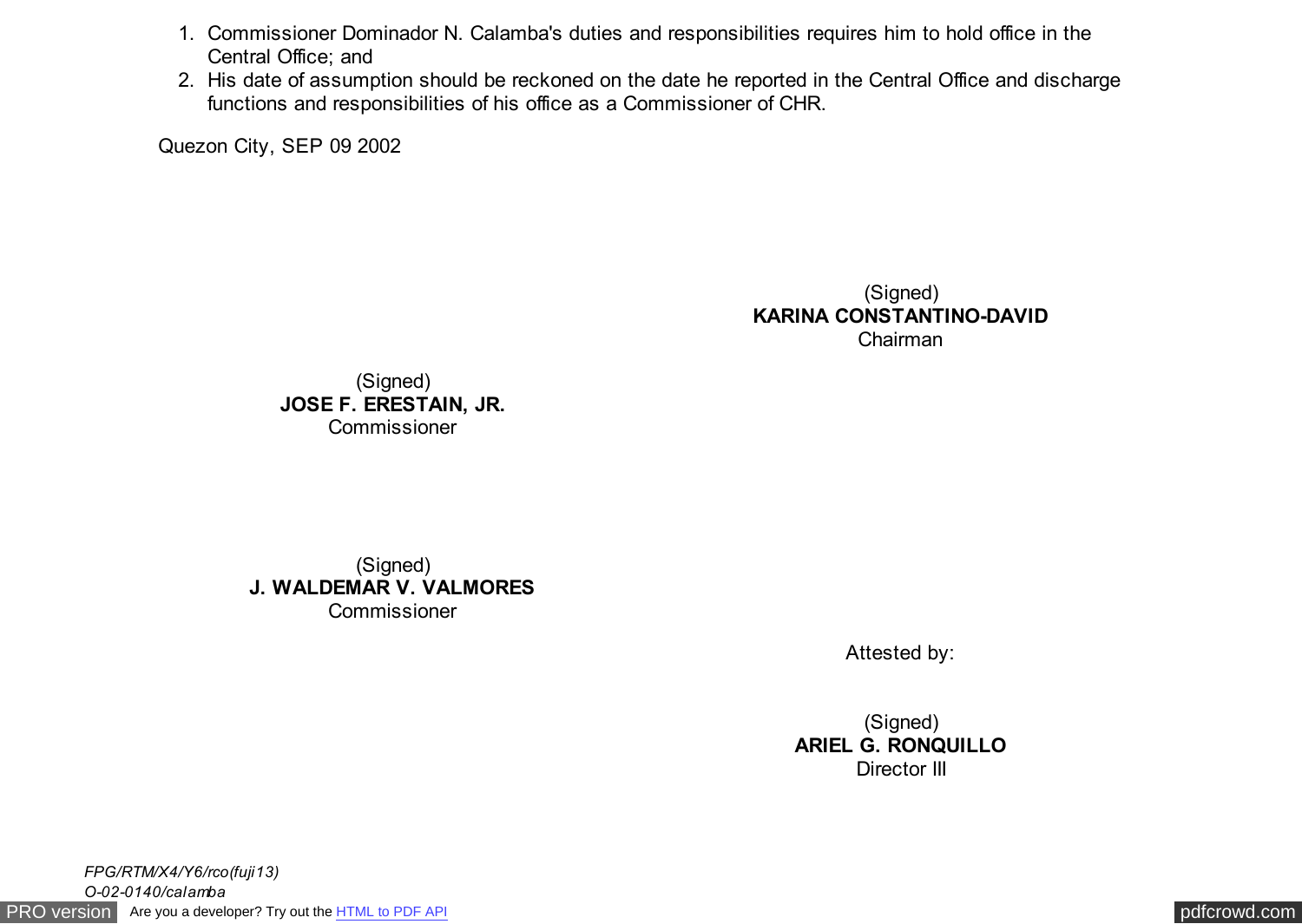1. Commissioner Dominador N. Calamba's duties and responsibilities requires him to hold office in the Central Office; and
2. His date of assumption should be reckoned on the date he reported in the Central Office and discharge functions and responsibilities of his office as a Commissioner of CHR.

Quezon City, SEP 09 2002

(Signed)
**KARINA CONSTANTINO-DAVID**
Chairman

(Signed)
**JOSE F. ERESTAIN, JR.**
Commissioner

(Signed)
**J. WALDEMAR V. VALMORES**
Commissioner

Attested by:

(Signed)
**ARIEL G. RONQUILLO**
Director III

*FPG/RTM/X4/Y6/rco(fuji13)*
*O-02-0140/calamba*